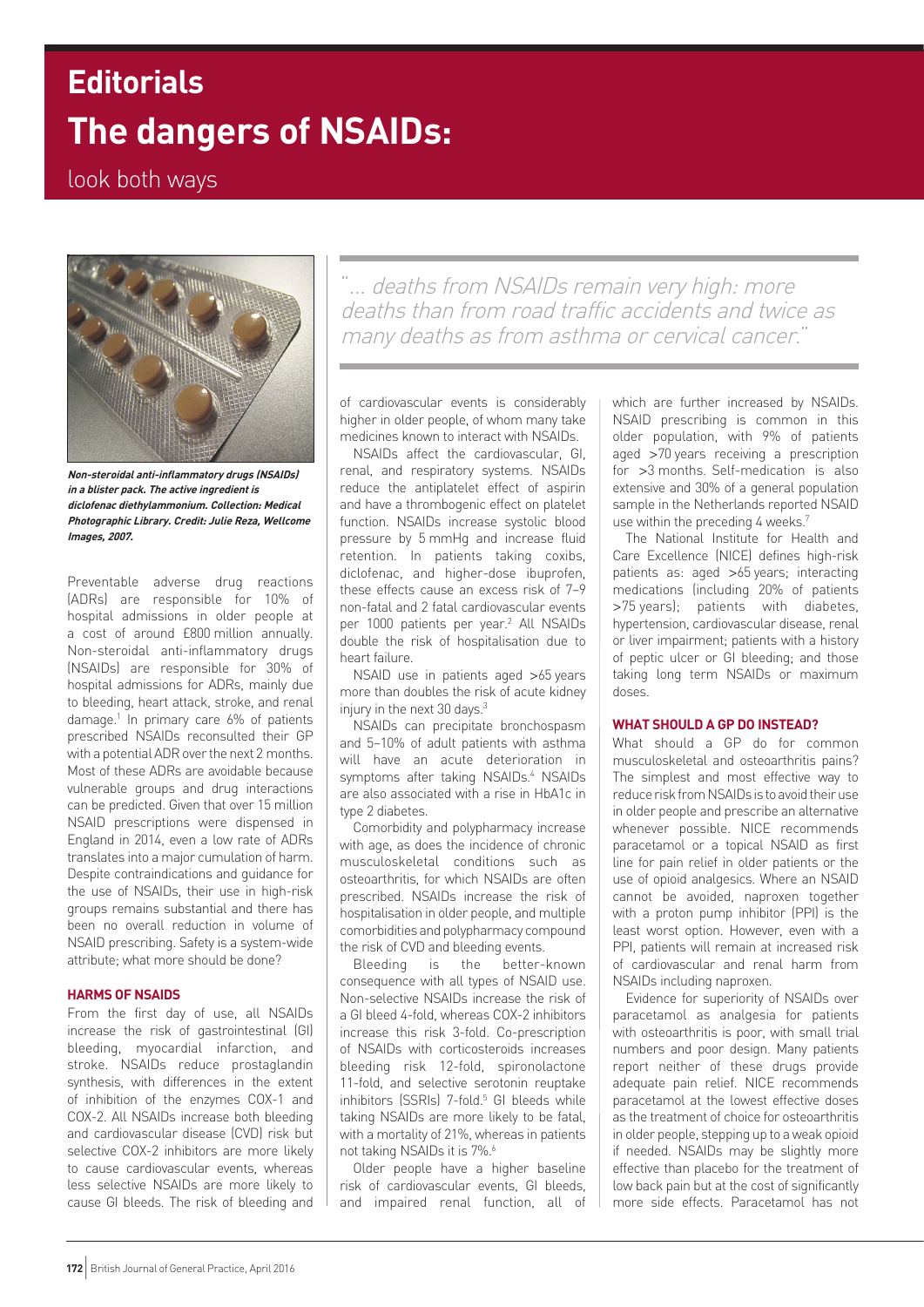# Editorials

# The dangers of NSAIDs:

## look both ways

*Non-steroidal anti-inflammatory drugs (NSAIDs) in a blister pack. The active ingredient is diclofenac diethylammonium. Collection: Medical Photographic Library. Credit: Julie Reza, Wellcome Images, 2007.*

Preventable adverse drug reactions (ADRs) are responsible for 10% of hospital admissions in older people at a cost of around £800 million annually. Non-steroidal anti-inflammatory drugs (NSAIDs) are responsible for 30% of hospital admissions for ADRs, mainly due to bleeding, heart attack, stroke, and renal damage.[1] In primary care 6% of patients prescribed NSAIDs reconsulted their GP with a potential ADR over the next 2 months. Most of these ADRs are avoidable because vulnerable groups and drug interactions can be predicted. Given that over 15 million NSAID prescriptions were dispensed in England in 2014, even a low rate of ADRs translates into a major cumulation of harm. Despite contraindications and guidance for the use of NSAIDs, their use in high-risk groups remains substantial and there has been no overall reduction in volume of NSAID prescribing. Safety is a system-wide attribute; what more should be done?

### HARMS OF NSAIDS

From the first day of use, all NSAIDs increase the risk of gastrointestinal (GI) bleeding, myocardial infarction, and stroke. NSAIDs reduce prostaglandin synthesis, with differences in the extent of inhibition of the enzymes COX-1 and COX-2. All NSAIDs increase both bleeding and cardiovascular disease (CVD) risk but selective COX-2 inhibitors are more likely to cause cardiovascular events, whereas less selective NSAIDs are more likely to cause GI bleeds. The risk of bleeding and of cardiovascular events is considerably higher in older people, of whom many take medicines known to interact with NSAIDs.

> "... deaths from NSAIDs remain very high: more deaths than from road traffic accidents and twice as many deaths as from asthma or cervical cancer."

NSAIDs affect the cardiovascular, GI, renal, and respiratory systems. NSAIDs reduce the antiplatelet effect of aspirin and have a thrombogenic effect on platelet function. NSAIDs increase systolic blood pressure by 5 mmHg and increase fluid retention. In patients taking coxibs, diclofenac, and higher-dose ibuprofen, these effects cause an excess risk of 7–9 non-fatal and 2 fatal cardiovascular events per 1000 patients per year.[2] All NSAIDs double the risk of hospitalisation due to heart failure.

NSAID use in patients aged >65 years more than doubles the risk of acute kidney injury in the next 30 days.[3]

NSAIDs can precipitate bronchospasm and 5–10% of adult patients with asthma will have an acute deterioration in symptoms after taking NSAIDs.[4] NSAIDs are also associated with a rise in HbA1c in type 2 diabetes.

Comorbidity and polypharmacy increase with age, as does the incidence of chronic musculoskeletal conditions such as osteoarthritis, for which NSAIDs are often prescribed. NSAIDs increase the risk of hospitalisation in older people, and multiple comorbidities and polypharmacy compound the risk of CVD and bleeding events.

Bleeding is the better-known consequence with all types of NSAID use. Non-selective NSAIDs increase the risk of a GI bleed 4-fold, whereas COX-2 inhibitors increase this risk 3-fold. Co-prescription of NSAIDs with corticosteroids increases bleeding risk 12-fold, spironolactone 11-fold, and selective serotonin reuptake inhibitors (SSRIs) 7-fold.[5] GI bleeds while taking NSAIDs are more likely to be fatal, with a mortality of 21%, whereas in patients not taking NSAIDs it is 7%.[6]

Older people have a higher baseline risk of cardiovascular events, GI bleeds, and impaired renal function, all of which are further increased by NSAIDs. NSAID prescribing is common in this older population, with 9% of patients aged >70 years receiving a prescription for >3 months. Self-medication is also extensive and 30% of a general population sample in the Netherlands reported NSAID use within the preceding 4 weeks.[7]

The National Institute for Health and Care Excellence (NICE) defines high-risk patients as: aged >65 years; interacting medications (including 20% of patients >75 years); patients with diabetes, hypertension, cardiovascular disease, renal or liver impairment; patients with a history of peptic ulcer or GI bleeding; and those taking long term NSAIDs or maximum doses.

### WHAT SHOULD A GP DO INSTEAD?

What should a GP do for common musculoskeletal and osteoarthritis pains? The simplest and most effective way to reduce risk from NSAIDs is to avoid their use in older people and prescribe an alternative whenever possible. NICE recommends paracetamol or a topical NSAID as first line for pain relief in older patients or the use of opioid analgesics. Where an NSAID cannot be avoided, naproxen together with a proton pump inhibitor (PPI) is the least worst option. However, even with a PPI, patients will remain at increased risk of cardiovascular and renal harm from NSAIDs including naproxen.

Evidence for superiority of NSAIDs over paracetamol as analgesia for patients with osteoarthritis is poor, with small trial numbers and poor design. Many patients report neither of these drugs provide adequate pain relief. NICE recommends paracetamol at the lowest effective doses as the treatment of choice for osteoarthritis in older people, stepping up to a weak opioid if needed. NSAIDs may be slightly more effective than placebo for the treatment of low back pain but at the cost of significantly more side effects. Paracetamol has not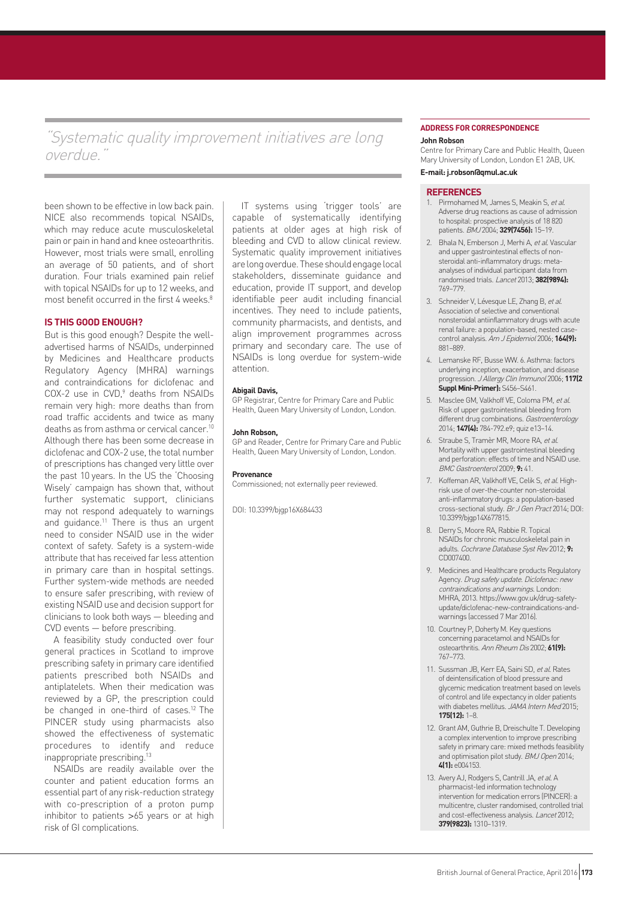> "Systematic quality improvement initiatives are long overdue."

been shown to be effective in low back pain. NICE also recommends topical NSAIDs, which may reduce acute musculoskeletal pain or pain in hand and knee osteoarthritis. However, most trials were small, enrolling an average of 50 patients, and of short duration. Four trials examined pain relief with topical NSAIDs for up to 12 weeks, and most benefit occurred in the first 4 weeks.[8]

### IS THIS GOOD ENOUGH?

But is this good enough? Despite the well-advertised harms of NSAIDs, underpinned by Medicines and Healthcare products Regulatory Agency (MHRA) warnings and contraindications for diclofenac and COX-2 use in CVD,[9] deaths from NSAIDs remain very high: more deaths than from road traffic accidents and twice as many deaths as from asthma or cervical cancer.[10] Although there has been some decrease in diclofenac and COX-2 use, the total number of prescriptions has changed very little over the past 10 years. In the US the 'Choosing Wisely' campaign has shown that, without further systematic support, clinicians may not respond adequately to warnings and guidance.[11] There is thus an urgent need to consider NSAID use in the wider context of safety. Safety is a system-wide attribute that has received far less attention in primary care than in hospital settings. Further system-wide methods are needed to ensure safer prescribing, with review of existing NSAID use and decision support for clinicians to look both ways — bleeding and CVD events — before prescribing.

A feasibility study conducted over four general practices in Scotland to improve prescribing safety in primary care identified patients prescribed both NSAIDs and antiplatelets. When their medication was reviewed by a GP, the prescription could be changed in one-third of cases.[12] The PINCER study using pharmacists also showed the effectiveness of systematic procedures to identify and reduce inappropriate prescribing.[13]

NSAIDs are readily available over the counter and patient education forms an essential part of any risk-reduction strategy with co-prescription of a proton pump inhibitor to patients >65 years or at high risk of GI complications.

IT systems using 'trigger tools' are capable of systematically identifying patients at older ages at high risk of bleeding and CVD to allow clinical review. Systematic quality improvement initiatives are long overdue. These should engage local stakeholders, disseminate guidance and education, provide IT support, and develop identifiable peer audit including financial incentives. They need to include patients, community pharmacists, and dentists, and align improvement programmes across primary and secondary care. The use of NSAIDs is long overdue for system-wide attention.

**Abigail Davis,**
GP Registrar, Centre for Primary Care and Public Health, Queen Mary University of London, London.

**John Robson,**
GP and Reader, Centre for Primary Care and Public Health, Queen Mary University of London, London.

**Provenance**
Commissioned; not externally peer reviewed.

DOI: 10.3399/bjgp16X684433

#### ADDRESS FOR CORRESPONDENCE

**John Robson**
Centre for Primary Care and Public Health, Queen Mary University of London, London E1 2AB, UK.

**E-mail: j.robson@qmul.ac.uk**

### REFERENCES

1. Pirmohamed M, James S, Meakin S, *et al*. Adverse drug reactions as cause of admission to hospital: prospective analysis of 18 820 patients. *BMJ* 2004; **329(7456):** 15–19.
2. Bhala N, Emberson J, Merhi A, *et al*. Vascular and upper gastrointestinal effects of non-steroidal anti-inflammatory drugs: meta-analyses of individual participant data from randomised trials. *Lancet* 2013; **382(9894):** 769–779.
3. Schneider V, Lévesque LE, Zhang B, *et al*. Association of selective and conventional nonsteroidal antiinflammatory drugs with acute renal failure: a population-based, nested case-control analysis. *Am J Epidemiol* 2006; **164(9):** 881–889.
4. Lemanske RF, Busse WW. 6. Asthma: factors underlying inception, exacerbation, and disease progression. *J Allergy Clin Immunol* 2006; **117(2 Suppl Mini-Primer):** S456–S461.
5. Masclee GM, Valkhoff VE, Coloma PM, *et al*. Risk of upper gastrointestinal bleeding from different drug combinations. *Gastroenterology* 2014; **147(4):** 784-792.e9; quiz e13–14.
6. Straube S, Tramèr MR, Moore RA, *et al*. Mortality with upper gastrointestinal bleeding and perforation: effects of time and NSAID use. *BMC Gastroenterol* 2009; **9:** 41.
7. Koffeman AR, Valkhoff VE, Celik S, *et al*. High-risk use of over-the-counter non-steroidal anti-inflammatory drugs: a population-based cross-sectional study. *Br J Gen Pract* 2014; DOI: 10.3399/bjgp14X677815.
8. Derry S, Moore RA, Rabbie R. Topical NSAIDs for chronic musculoskeletal pain in adults. *Cochrane Database Syst Rev* 2012; **9:** CD007400.
9. Medicines and Healthcare products Regulatory Agency. *Drug safety update. Diclofenac: new contraindications and warnings*. London: MHRA, 2013. https://www.gov.uk/drug-safety-update/diclofenac-new-contraindications-and-warnings (accessed 7 Mar 2016).
10. Courtney P, Doherty M. Key questions concerning paracetamol and NSAIDs for osteoarthritis. *Ann Rheum Dis* 2002; **61(9):** 767–773.
11. Sussman JB, Kerr EA, Saini SD, *et al*. Rates of deintensification of blood pressure and glycemic medication treatment based on levels of control and life expectancy in older patients with diabetes mellitus. *JAMA Intern Med* 2015; **175(12):** 1–8.
12. Grant AM, Guthrie B, Dreischulte T. Developing a complex intervention to improve prescribing safety in primary care: mixed methods feasibility and optimisation pilot study. *BMJ Open* 2014; **4(1):** e004153.
13. Avery AJ, Rodgers S, Cantrill JA, *et al*. A pharmacist-led information technology intervention for medication errors (PINCER): a multicentre, cluster randomised, controlled trial and cost-effectiveness analysis. *Lancet* 2012; **379(9823):** 1310–1319.